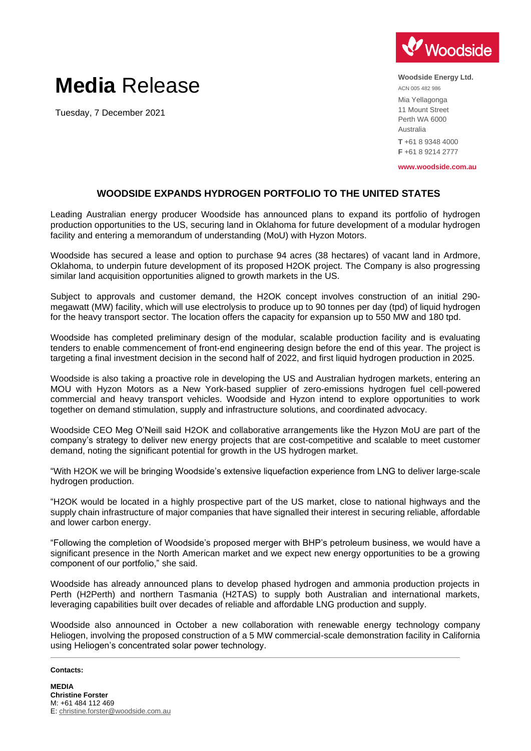# **Media** Release

Tuesday, 7 December 2021

Woodside

**Woodside Energy Ltd.**
ACN 005 482 986
Mia Yellagonga
11 Mount Street
Perth WA 6000
Australia
**T** +61 8 9348 4000
**F** +61 8 9214 2777
**www.woodside.com.au**

## WOODSIDE EXPANDS HYDROGEN PORTFOLIO TO THE UNITED STATES

Leading Australian energy producer Woodside has announced plans to expand its portfolio of hydrogen production opportunities to the US, securing land in Oklahoma for future development of a modular hydrogen facility and entering a memorandum of understanding (MoU) with Hyzon Motors.

Woodside has secured a lease and option to purchase 94 acres (38 hectares) of vacant land in Ardmore, Oklahoma, to underpin future development of its proposed H2OK project. The Company is also progressing similar land acquisition opportunities aligned to growth markets in the US.

Subject to approvals and customer demand, the H2OK concept involves construction of an initial 290-megawatt (MW) facility, which will use electrolysis to produce up to 90 tonnes per day (tpd) of liquid hydrogen for the heavy transport sector. The location offers the capacity for expansion up to 550 MW and 180 tpd.

Woodside has completed preliminary design of the modular, scalable production facility and is evaluating tenders to enable commencement of front-end engineering design before the end of this year. The project is targeting a final investment decision in the second half of 2022, and first liquid hydrogen production in 2025.

Woodside is also taking a proactive role in developing the US and Australian hydrogen markets, entering an MOU with Hyzon Motors as a New York-based supplier of zero-emissions hydrogen fuel cell-powered commercial and heavy transport vehicles. Woodside and Hyzon intend to explore opportunities to work together on demand stimulation, supply and infrastructure solutions, and coordinated advocacy.

Woodside CEO Meg O'Neill said H2OK and collaborative arrangements like the Hyzon MoU are part of the company's strategy to deliver new energy projects that are cost-competitive and scalable to meet customer demand, noting the significant potential for growth in the US hydrogen market.

"With H2OK we will be bringing Woodside's extensive liquefaction experience from LNG to deliver large-scale hydrogen production.

"H2OK would be located in a highly prospective part of the US market, close to national highways and the supply chain infrastructure of major companies that have signalled their interest in securing reliable, affordable and lower carbon energy.

"Following the completion of Woodside's proposed merger with BHP's petroleum business, we would have a significant presence in the North American market and we expect new energy opportunities to be a growing component of our portfolio," she said.

Woodside has already announced plans to develop phased hydrogen and ammonia production projects in Perth (H2Perth) and northern Tasmania (H2TAS) to supply both Australian and international markets, leveraging capabilities built over decades of reliable and affordable LNG production and supply.

Woodside also announced in October a new collaboration with renewable energy technology company Heliogen, involving the proposed construction of a 5 MW commercial-scale demonstration facility in California using Heliogen's concentrated solar power technology.

---

**Contacts:**

**MEDIA**
**Christine Forster**
M: +61 484 112 469
E: christine.forster@woodside.com.au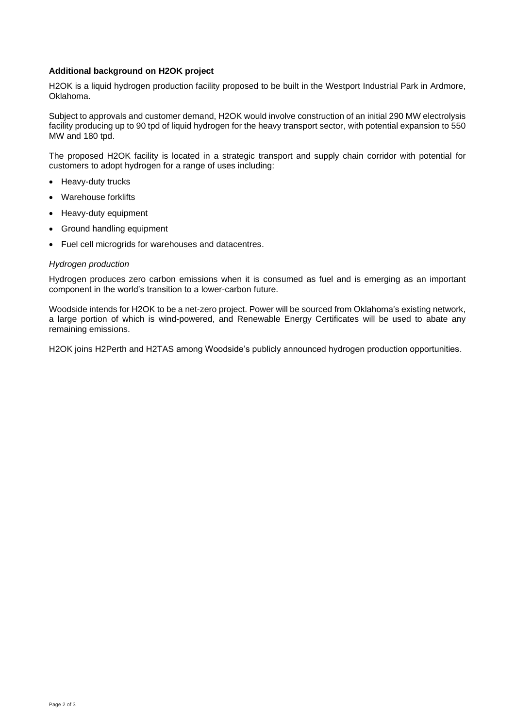**Additional background on H2OK project**

H2OK is a liquid hydrogen production facility proposed to be built in the Westport Industrial Park in Ardmore, Oklahoma.

Subject to approvals and customer demand, H2OK would involve construction of an initial 290 MW electrolysis facility producing up to 90 tpd of liquid hydrogen for the heavy transport sector, with potential expansion to 550 MW and 180 tpd.

The proposed H2OK facility is located in a strategic transport and supply chain corridor with potential for customers to adopt hydrogen for a range of uses including:

- Heavy-duty trucks
- Warehouse forklifts
- Heavy-duty equipment
- Ground handling equipment
- Fuel cell microgrids for warehouses and datacentres.

*Hydrogen production*

Hydrogen produces zero carbon emissions when it is consumed as fuel and is emerging as an important component in the world's transition to a lower-carbon future.

Woodside intends for H2OK to be a net-zero project. Power will be sourced from Oklahoma's existing network, a large portion of which is wind-powered, and Renewable Energy Certificates will be used to abate any remaining emissions.

H2OK joins H2Perth and H2TAS among Woodside's publicly announced hydrogen production opportunities.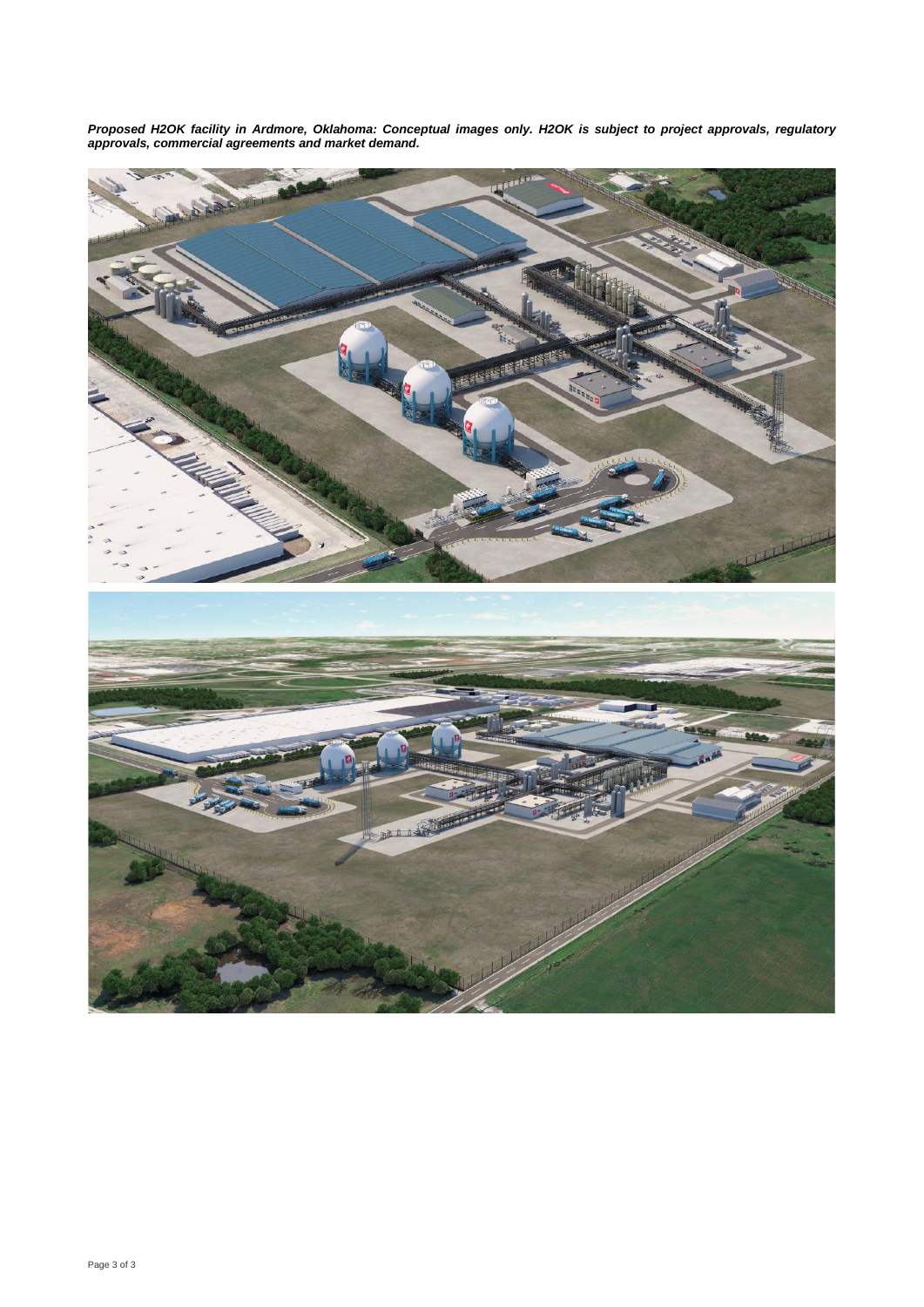***Proposed H2OK facility in Ardmore, Oklahoma: Conceptual images only. H2OK is subject to project approvals, regulatory approvals, commercial agreements and market demand.***